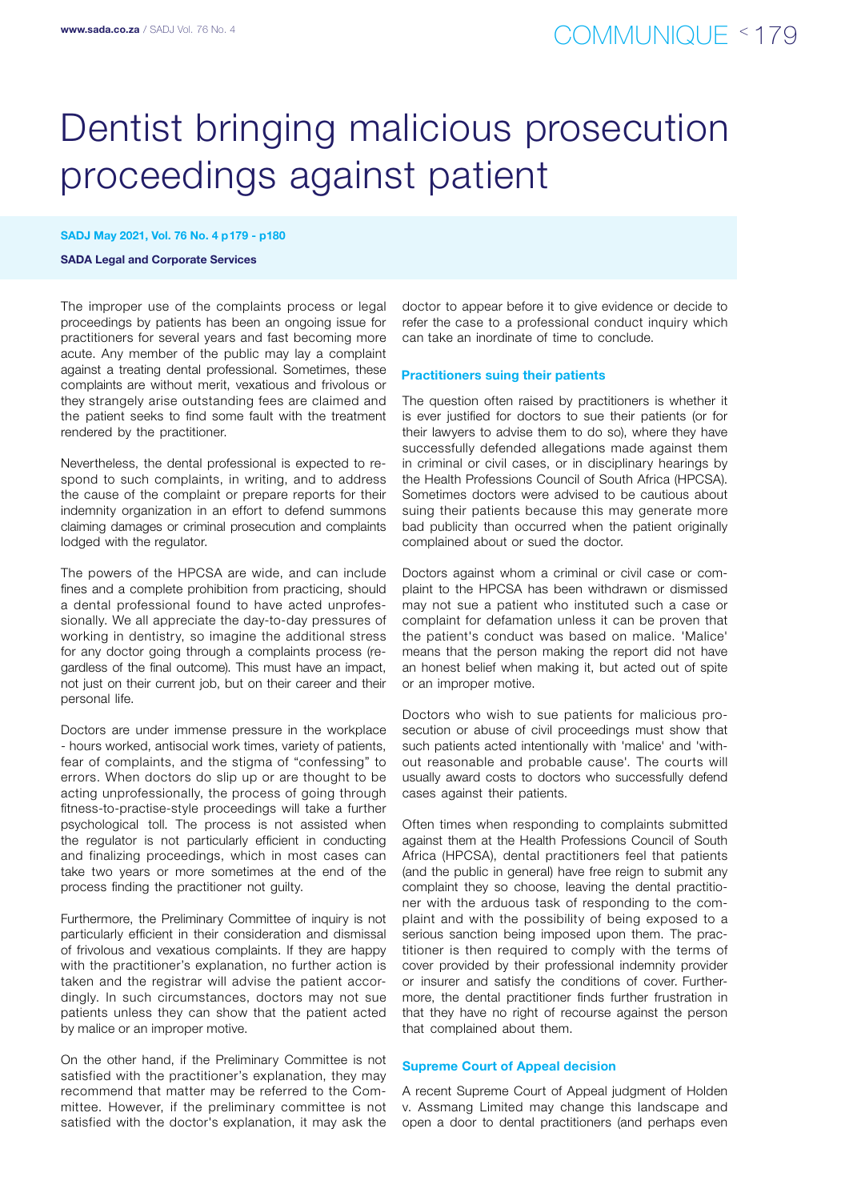# Dentist bringing malicious prosecution proceedings against patient

**SADA Legal and Corporate Services**

The improper use of the complaints process or legal proceedings by patients has been an ongoing issue for practitioners for several years and fast becoming more acute. Any member of the public may lay a complaint against a treating dental professional. Sometimes, these complaints are without merit, vexatious and frivolous or they strangely arise outstanding fees are claimed and the patient seeks to find some fault with the treatment rendered by the practitioner.

Nevertheless, the dental professional is expected to respond to such complaints, in writing, and to address the cause of the complaint or prepare reports for their indemnity organization in an effort to defend summons claiming damages or criminal prosecution and complaints lodged with the regulator.

The powers of the HPCSA are wide, and can include fines and a complete prohibition from practicing, should a dental professional found to have acted unprofessionally. We all appreciate the day-to-day pressures of working in dentistry, so imagine the additional stress for any doctor going through a complaints process (regardless of the final outcome). This must have an impact, not just on their current job, but on their career and their personal life.

Doctors are under immense pressure in the workplace - hours worked, antisocial work times, variety of patients, fear of complaints, and the stigma of "confessing" to errors. When doctors do slip up or are thought to be acting unprofessionally, the process of going through fitness-to-practise-style proceedings will take a further psychological toll. The process is not assisted when the regulator is not particularly efficient in conducting and finalizing proceedings, which in most cases can take two years or more sometimes at the end of the process finding the practitioner not guilty.

Furthermore, the Preliminary Committee of inquiry is not particularly efficient in their consideration and dismissal of frivolous and vexatious complaints. If they are happy with the practitioner's explanation, no further action is taken and the registrar will advise the patient accordingly. In such circumstances, doctors may not sue patients unless they can show that the patient acted by malice or an improper motive.

On the other hand, if the Preliminary Committee is not satisfied with the practitioner's explanation, they may recommend that matter may be referred to the Committee. However, if the preliminary committee is not satisfied with the doctor's explanation, it may ask the doctor to appear before it to give evidence or decide to refer the case to a professional conduct inquiry which can take an inordinate of time to conclude.

### Practitioners suing their patients

The question often raised by practitioners is whether it is ever justified for doctors to sue their patients (or for their lawyers to advise them to do so), where they have successfully defended allegations made against them in criminal or civil cases, or in disciplinary hearings by the Health Professions Council of South Africa (HPCSA). Sometimes doctors were advised to be cautious about suing their patients because this may generate more bad publicity than occurred when the patient originally complained about or sued the doctor.

Doctors against whom a criminal or civil case or complaint to the HPCSA has been withdrawn or dismissed may not sue a patient who instituted such a case or complaint for defamation unless it can be proven that the patient's conduct was based on malice. 'Malice' means that the person making the report did not have an honest belief when making it, but acted out of spite or an improper motive.

Doctors who wish to sue patients for malicious prosecution or abuse of civil proceedings must show that such patients acted intentionally with 'malice' and 'without reasonable and probable cause'. The courts will usually award costs to doctors who successfully defend cases against their patients.

Often times when responding to complaints submitted against them at the Health Professions Council of South Africa (HPCSA), dental practitioners feel that patients (and the public in general) have free reign to submit any complaint they so choose, leaving the dental practitioner with the arduous task of responding to the complaint and with the possibility of being exposed to a serious sanction being imposed upon them. The practitioner is then required to comply with the terms of cover provided by their professional indemnity provider or insurer and satisfy the conditions of cover. Furthermore, the dental practitioner finds further frustration in that they have no right of recourse against the person that complained about them.

### Supreme Court of Appeal decision

A recent Supreme Court of Appeal judgment of Holden v. Assmang Limited may change this landscape and open a door to dental practitioners (and perhaps even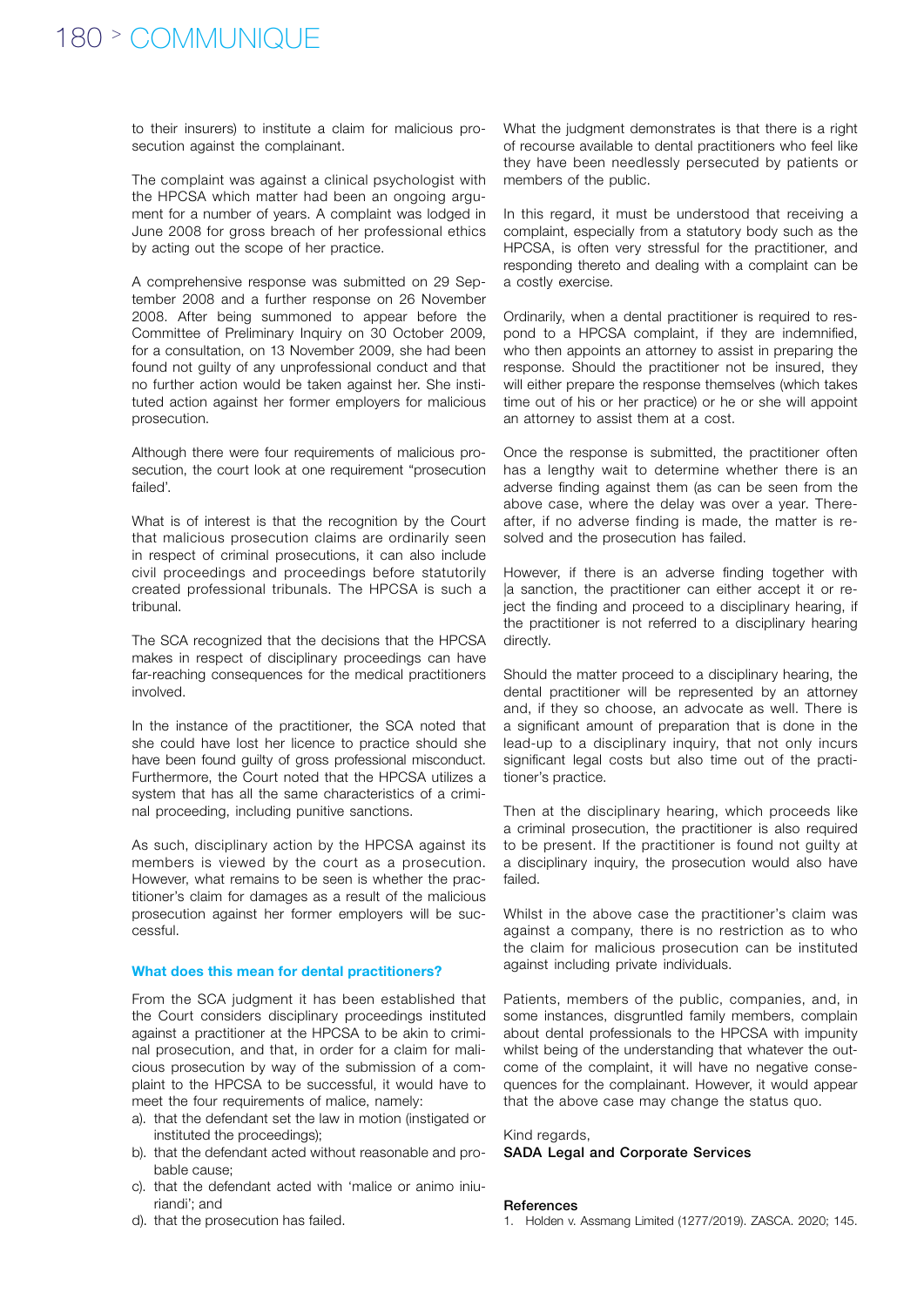to their insurers) to institute a claim for malicious prosecution against the complainant.

The complaint was against a clinical psychologist with the HPCSA which matter had been an ongoing argument for a number of years. A complaint was lodged in June 2008 for gross breach of her professional ethics by acting out the scope of her practice.

A comprehensive response was submitted on 29 September 2008 and a further response on 26 November 2008. After being summoned to appear before the Committee of Preliminary Inquiry on 30 October 2009, for a consultation, on 13 November 2009, she had been found not guilty of any unprofessional conduct and that no further action would be taken against her. She instituted action against her former employers for malicious prosecution.

Although there were four requirements of malicious prosecution, the court look at one requirement "prosecution failed'.

What is of interest is that the recognition by the Court that malicious prosecution claims are ordinarily seen in respect of criminal prosecutions, it can also include civil proceedings and proceedings before statutorily created professional tribunals. The HPCSA is such a tribunal.

The SCA recognized that the decisions that the HPCSA makes in respect of disciplinary proceedings can have far-reaching consequences for the medical practitioners involved.

In the instance of the practitioner, the SCA noted that she could have lost her licence to practice should she have been found guilty of gross professional misconduct. Furthermore, the Court noted that the HPCSA utilizes a system that has all the same characteristics of a criminal proceeding, including punitive sanctions.

As such, disciplinary action by the HPCSA against its members is viewed by the court as a prosecution. However, what remains to be seen is whether the practitioner's claim for damages as a result of the malicious prosecution against her former employers will be successful.

### What does this mean for dental practitioners?

From the SCA judgment it has been established that the Court considers disciplinary proceedings instituted against a practitioner at the HPCSA to be akin to criminal prosecution, and that, in order for a claim for malicious prosecution by way of the submission of a complaint to the HPCSA to be successful, it would have to meet the four requirements of malice, namely:

a). that the defendant set the law in motion (instigated or instituted the proceedings);
b). that the defendant acted without reasonable and probable cause;
c). that the defendant acted with 'malice or animo iniuriandi'; and
d). that the prosecution has failed.

What the judgment demonstrates is that there is a right of recourse available to dental practitioners who feel like they have been needlessly persecuted by patients or members of the public.

In this regard, it must be understood that receiving a complaint, especially from a statutory body such as the HPCSA, is often very stressful for the practitioner, and responding thereto and dealing with a complaint can be a costly exercise.

Ordinarily, when a dental practitioner is required to respond to a HPCSA complaint, if they are indemnified, who then appoints an attorney to assist in preparing the response. Should the practitioner not be insured, they will either prepare the response themselves (which takes time out of his or her practice) or he or she will appoint an attorney to assist them at a cost.

Once the response is submitted, the practitioner often has a lengthy wait to determine whether there is an adverse finding against them (as can be seen from the above case, where the delay was over a year. Thereafter, if no adverse finding is made, the matter is resolved and the prosecution has failed.

However, if there is an adverse finding together with |a sanction, the practitioner can either accept it or reject the finding and proceed to a disciplinary hearing, if the practitioner is not referred to a disciplinary hearing directly.

Should the matter proceed to a disciplinary hearing, the dental practitioner will be represented by an attorney and, if they so choose, an advocate as well. There is a significant amount of preparation that is done in the lead-up to a disciplinary inquiry, that not only incurs significant legal costs but also time out of the practitioner's practice.

Then at the disciplinary hearing, which proceeds like a criminal prosecution, the practitioner is also required to be present. If the practitioner is found not guilty at a disciplinary inquiry, the prosecution would also have failed.

Whilst in the above case the practitioner's claim was against a company, there is no restriction as to who the claim for malicious prosecution can be instituted against including private individuals.

Patients, members of the public, companies, and, in some instances, disgruntled family members, complain about dental professionals to the HPCSA with impunity whilst being of the understanding that whatever the outcome of the complaint, it will have no negative consequences for the complainant. However, it would appear that the above case may change the status quo.

Kind regards,
**SADA Legal and Corporate Services**

**References**

1. Holden v. Assmang Limited (1277/2019). ZASCA. 2020; 145.